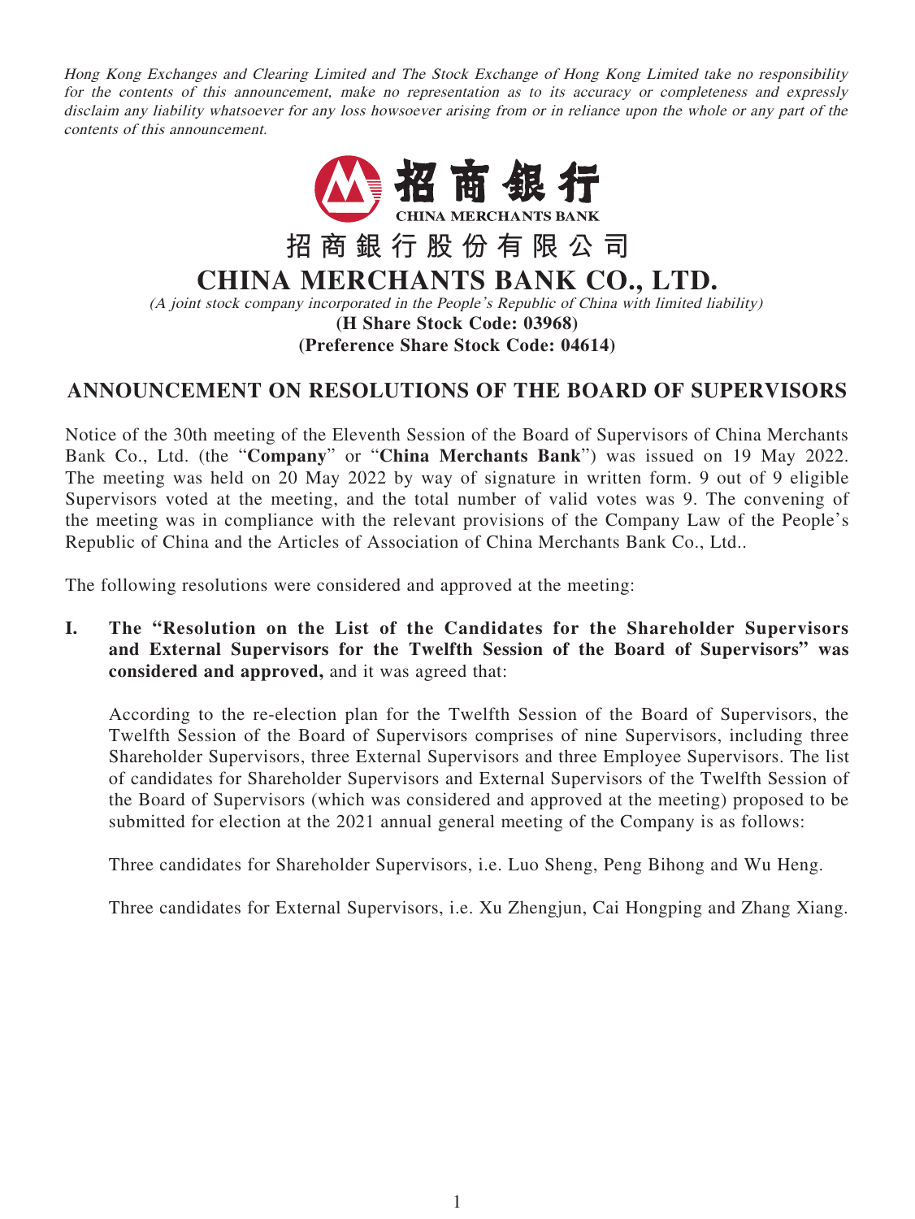*Hong Kong Exchanges and Clearing Limited and The Stock Exchange of Hong Kong Limited take no responsibility for the contents of this announcement, make no representation as to its accuracy or completeness and expressly disclaim any liability whatsoever for any loss howsoever arising from or in reliance upon the whole or any part of the contents of this announcement.*

招商銀行

CHINA MERCHANTS BANK

# 招商銀行股份有限公司
# CHINA MERCHANTS BANK CO., LTD.

*(A joint stock company incorporated in the People's Republic of China with limited liability)*

**(H Share Stock Code: 03968)**
**(Preference Share Stock Code: 04614)**

## ANNOUNCEMENT ON RESOLUTIONS OF THE BOARD OF SUPERVISORS

Notice of the 30th meeting of the Eleventh Session of the Board of Supervisors of China Merchants Bank Co., Ltd. (the "**Company**" or "**China Merchants Bank**") was issued on 19 May 2022. The meeting was held on 20 May 2022 by way of signature in written form. 9 out of 9 eligible Supervisors voted at the meeting, and the total number of valid votes was 9. The convening of the meeting was in compliance with the relevant provisions of the Company Law of the People's Republic of China and the Articles of Association of China Merchants Bank Co., Ltd..

The following resolutions were considered and approved at the meeting:

**I. The "Resolution on the List of the Candidates for the Shareholder Supervisors and External Supervisors for the Twelfth Session of the Board of Supervisors" was considered and approved,** and it was agreed that:

According to the re-election plan for the Twelfth Session of the Board of Supervisors, the Twelfth Session of the Board of Supervisors comprises of nine Supervisors, including three Shareholder Supervisors, three External Supervisors and three Employee Supervisors. The list of candidates for Shareholder Supervisors and External Supervisors of the Twelfth Session of the Board of Supervisors (which was considered and approved at the meeting) proposed to be submitted for election at the 2021 annual general meeting of the Company is as follows:

Three candidates for Shareholder Supervisors, i.e. Luo Sheng, Peng Bihong and Wu Heng.

Three candidates for External Supervisors, i.e. Xu Zhengjun, Cai Hongping and Zhang Xiang.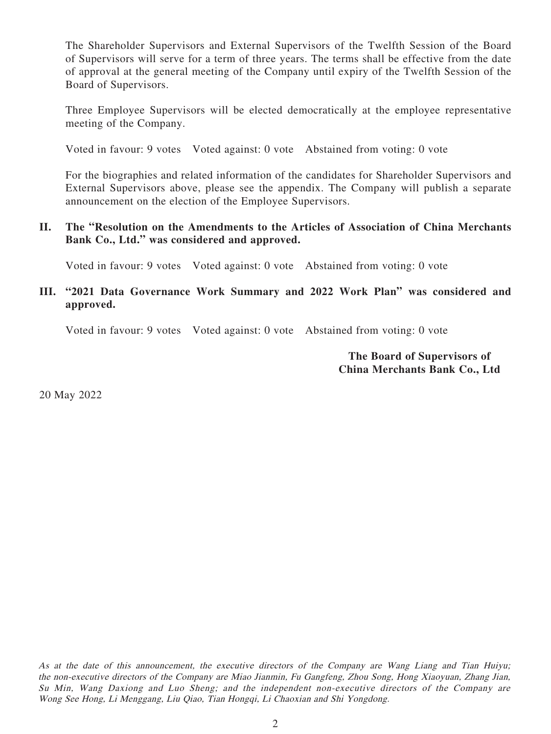The Shareholder Supervisors and External Supervisors of the Twelfth Session of the Board of Supervisors will serve for a term of three years. The terms shall be effective from the date of approval at the general meeting of the Company until expiry of the Twelfth Session of the Board of Supervisors.

Three Employee Supervisors will be elected democratically at the employee representative meeting of the Company.

Voted in favour: 9 votes  Voted against: 0 vote  Abstained from voting: 0 vote

For the biographies and related information of the candidates for Shareholder Supervisors and External Supervisors above, please see the appendix. The Company will publish a separate announcement on the election of the Employee Supervisors.

**II. The "Resolution on the Amendments to the Articles of Association of China Merchants Bank Co., Ltd." was considered and approved.**

Voted in favour: 9 votes  Voted against: 0 vote  Abstained from voting: 0 vote

**III. "2021 Data Governance Work Summary and 2022 Work Plan" was considered and approved.**

Voted in favour: 9 votes  Voted against: 0 vote  Abstained from voting: 0 vote

**The Board of Supervisors of**
**China Merchants Bank Co., Ltd**

20 May 2022

*As at the date of this announcement, the executive directors of the Company are Wang Liang and Tian Huiyu; the non-executive directors of the Company are Miao Jianmin, Fu Gangfeng, Zhou Song, Hong Xiaoyuan, Zhang Jian, Su Min, Wang Daxiong and Luo Sheng; and the independent non-executive directors of the Company are Wong See Hong, Li Menggang, Liu Qiao, Tian Hongqi, Li Chaoxian and Shi Yongdong.*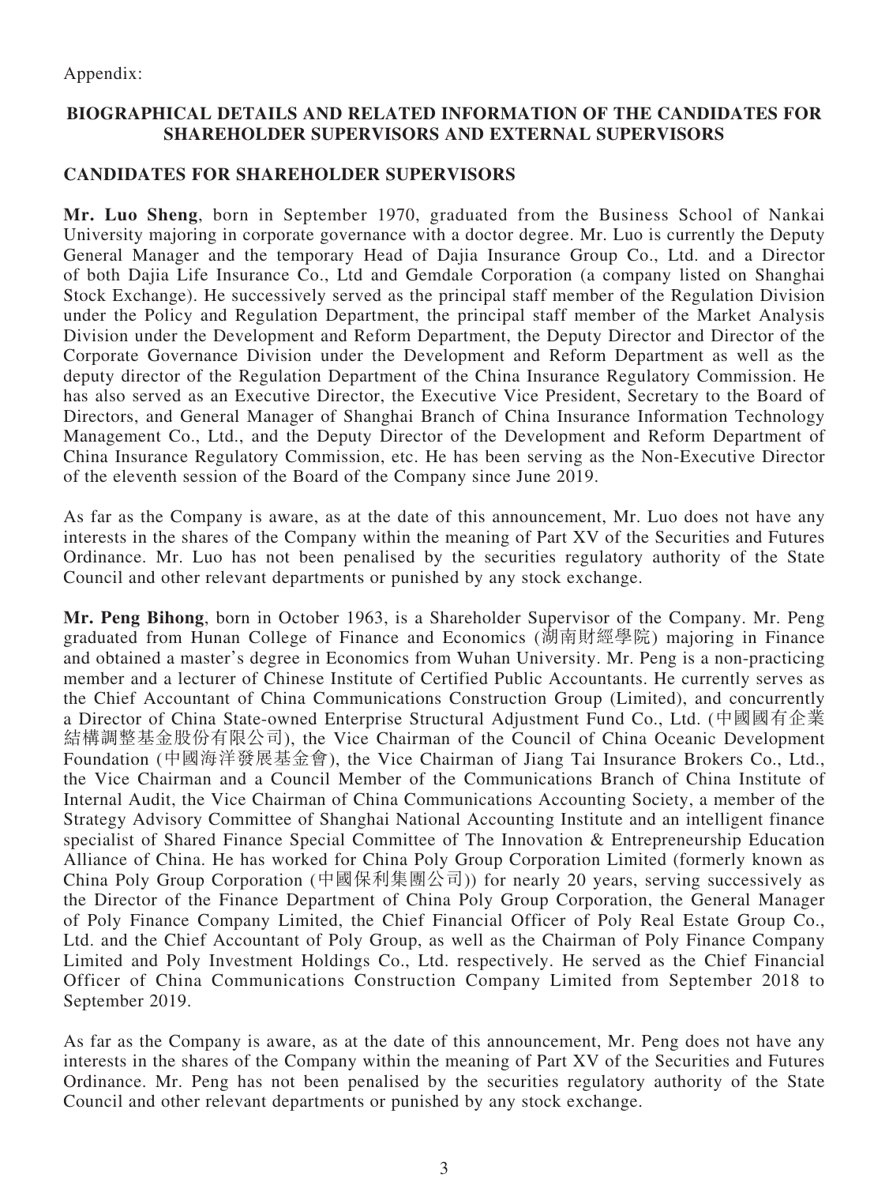Appendix:

## BIOGRAPHICAL DETAILS AND RELATED INFORMATION OF THE CANDIDATES FOR SHAREHOLDER SUPERVISORS AND EXTERNAL SUPERVISORS

### CANDIDATES FOR SHAREHOLDER SUPERVISORS

**Mr. Luo Sheng**, born in September 1970, graduated from the Business School of Nankai University majoring in corporate governance with a doctor degree. Mr. Luo is currently the Deputy General Manager and the temporary Head of Dajia Insurance Group Co., Ltd. and a Director of both Dajia Life Insurance Co., Ltd and Gemdale Corporation (a company listed on Shanghai Stock Exchange). He successively served as the principal staff member of the Regulation Division under the Policy and Regulation Department, the principal staff member of the Market Analysis Division under the Development and Reform Department, the Deputy Director and Director of the Corporate Governance Division under the Development and Reform Department as well as the deputy director of the Regulation Department of the China Insurance Regulatory Commission. He has also served as an Executive Director, the Executive Vice President, Secretary to the Board of Directors, and General Manager of Shanghai Branch of China Insurance Information Technology Management Co., Ltd., and the Deputy Director of the Development and Reform Department of China Insurance Regulatory Commission, etc. He has been serving as the Non-Executive Director of the eleventh session of the Board of the Company since June 2019.

As far as the Company is aware, as at the date of this announcement, Mr. Luo does not have any interests in the shares of the Company within the meaning of Part XV of the Securities and Futures Ordinance. Mr. Luo has not been penalised by the securities regulatory authority of the State Council and other relevant departments or punished by any stock exchange.

**Mr. Peng Bihong**, born in October 1963, is a Shareholder Supervisor of the Company. Mr. Peng graduated from Hunan College of Finance and Economics (湖南財經學院) majoring in Finance and obtained a master's degree in Economics from Wuhan University. Mr. Peng is a non-practicing member and a lecturer of Chinese Institute of Certified Public Accountants. He currently serves as the Chief Accountant of China Communications Construction Group (Limited), and concurrently a Director of China State-owned Enterprise Structural Adjustment Fund Co., Ltd. (中國國有企業結構調整基金股份有限公司), the Vice Chairman of the Council of China Oceanic Development Foundation (中國海洋發展基金會), the Vice Chairman of Jiang Tai Insurance Brokers Co., Ltd., the Vice Chairman and a Council Member of the Communications Branch of China Institute of Internal Audit, the Vice Chairman of China Communications Accounting Society, a member of the Strategy Advisory Committee of Shanghai National Accounting Institute and an intelligent finance specialist of Shared Finance Special Committee of The Innovation & Entrepreneurship Education Alliance of China. He has worked for China Poly Group Corporation Limited (formerly known as China Poly Group Corporation (中國保利集團公司)) for nearly 20 years, serving successively as the Director of the Finance Department of China Poly Group Corporation, the General Manager of Poly Finance Company Limited, the Chief Financial Officer of Poly Real Estate Group Co., Ltd. and the Chief Accountant of Poly Group, as well as the Chairman of Poly Finance Company Limited and Poly Investment Holdings Co., Ltd. respectively. He served as the Chief Financial Officer of China Communications Construction Company Limited from September 2018 to September 2019.

As far as the Company is aware, as at the date of this announcement, Mr. Peng does not have any interests in the shares of the Company within the meaning of Part XV of the Securities and Futures Ordinance. Mr. Peng has not been penalised by the securities regulatory authority of the State Council and other relevant departments or punished by any stock exchange.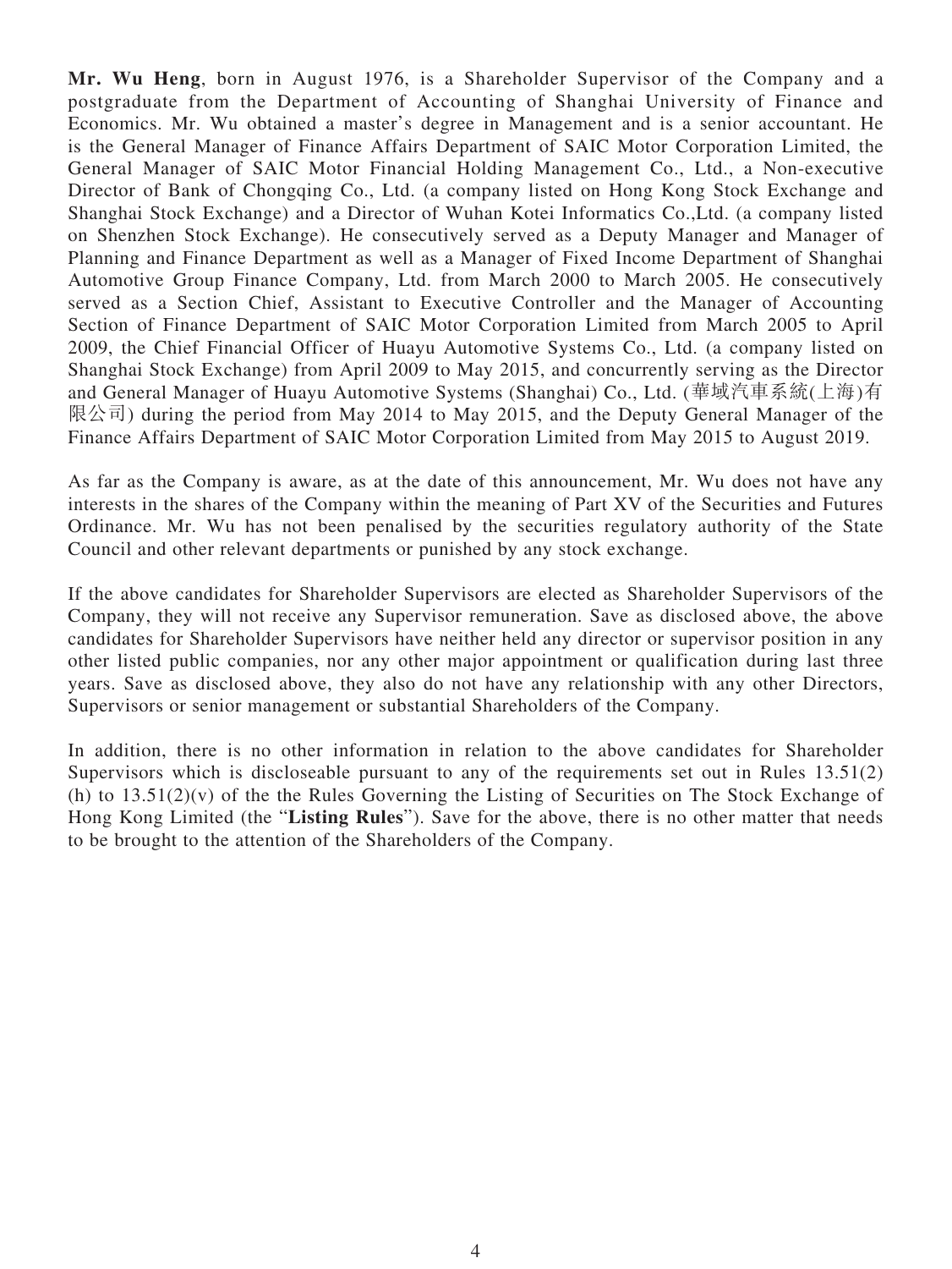**Mr. Wu Heng**, born in August 1976, is a Shareholder Supervisor of the Company and a postgraduate from the Department of Accounting of Shanghai University of Finance and Economics. Mr. Wu obtained a master's degree in Management and is a senior accountant. He is the General Manager of Finance Affairs Department of SAIC Motor Corporation Limited, the General Manager of SAIC Motor Financial Holding Management Co., Ltd., a Non-executive Director of Bank of Chongqing Co., Ltd. (a company listed on Hong Kong Stock Exchange and Shanghai Stock Exchange) and a Director of Wuhan Kotei Informatics Co.,Ltd. (a company listed on Shenzhen Stock Exchange). He consecutively served as a Deputy Manager and Manager of Planning and Finance Department as well as a Manager of Fixed Income Department of Shanghai Automotive Group Finance Company, Ltd. from March 2000 to March 2005. He consecutively served as a Section Chief, Assistant to Executive Controller and the Manager of Accounting Section of Finance Department of SAIC Motor Corporation Limited from March 2005 to April 2009, the Chief Financial Officer of Huayu Automotive Systems Co., Ltd. (a company listed on Shanghai Stock Exchange) from April 2009 to May 2015, and concurrently serving as the Director and General Manager of Huayu Automotive Systems (Shanghai) Co., Ltd. (華域汽車系統(上海)有限公司) during the period from May 2014 to May 2015, and the Deputy General Manager of the Finance Affairs Department of SAIC Motor Corporation Limited from May 2015 to August 2019.

As far as the Company is aware, as at the date of this announcement, Mr. Wu does not have any interests in the shares of the Company within the meaning of Part XV of the Securities and Futures Ordinance. Mr. Wu has not been penalised by the securities regulatory authority of the State Council and other relevant departments or punished by any stock exchange.

If the above candidates for Shareholder Supervisors are elected as Shareholder Supervisors of the Company, they will not receive any Supervisor remuneration. Save as disclosed above, the above candidates for Shareholder Supervisors have neither held any director or supervisor position in any other listed public companies, nor any other major appointment or qualification during last three years. Save as disclosed above, they also do not have any relationship with any other Directors, Supervisors or senior management or substantial Shareholders of the Company.

In addition, there is no other information in relation to the above candidates for Shareholder Supervisors which is discloseable pursuant to any of the requirements set out in Rules 13.51(2)(h) to 13.51(2)(v) of the the Rules Governing the Listing of Securities on The Stock Exchange of Hong Kong Limited (the "**Listing Rules**"). Save for the above, there is no other matter that needs to be brought to the attention of the Shareholders of the Company.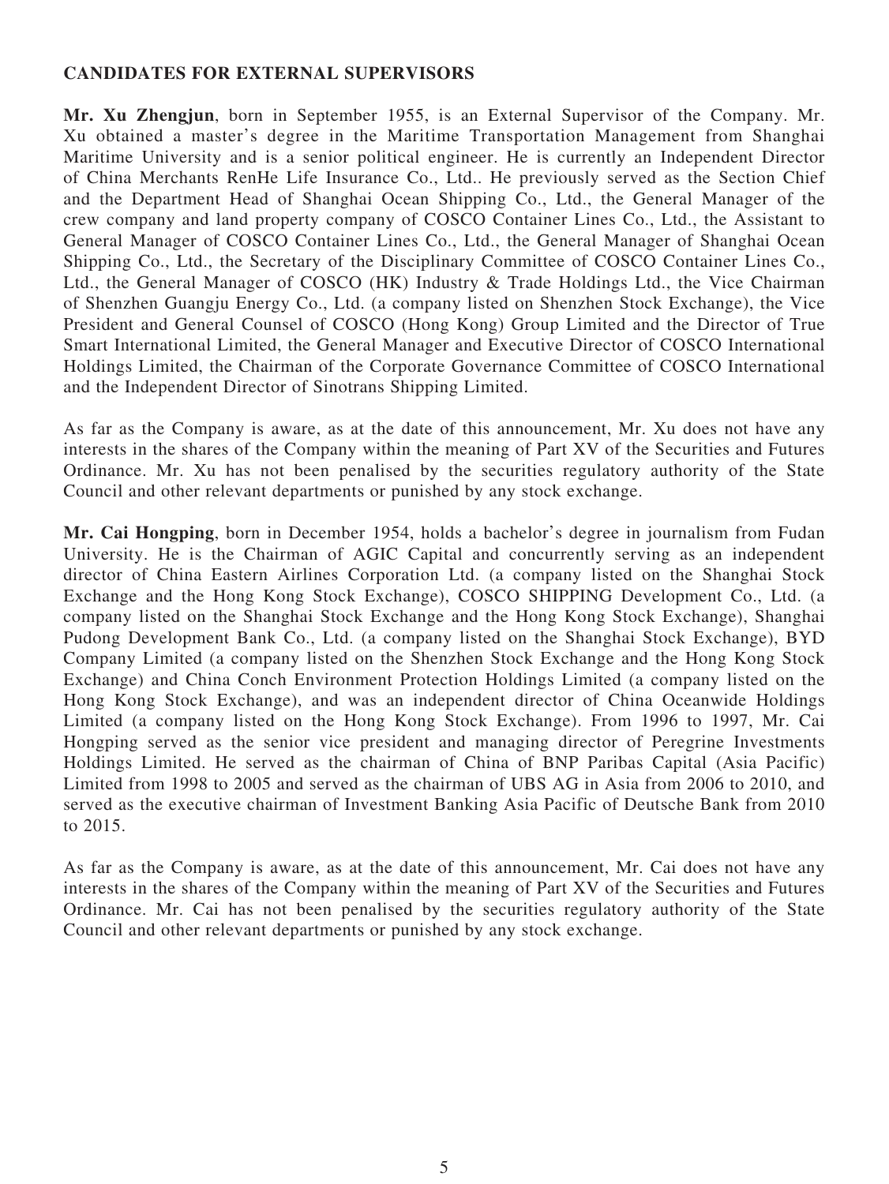**CANDIDATES FOR EXTERNAL SUPERVISORS**

**Mr. Xu Zhengjun**, born in September 1955, is an External Supervisor of the Company. Mr. Xu obtained a master's degree in the Maritime Transportation Management from Shanghai Maritime University and is a senior political engineer. He is currently an Independent Director of China Merchants RenHe Life Insurance Co., Ltd.. He previously served as the Section Chief and the Department Head of Shanghai Ocean Shipping Co., Ltd., the General Manager of the crew company and land property company of COSCO Container Lines Co., Ltd., the Assistant to General Manager of COSCO Container Lines Co., Ltd., the General Manager of Shanghai Ocean Shipping Co., Ltd., the Secretary of the Disciplinary Committee of COSCO Container Lines Co., Ltd., the General Manager of COSCO (HK) Industry & Trade Holdings Ltd., the Vice Chairman of Shenzhen Guangju Energy Co., Ltd. (a company listed on Shenzhen Stock Exchange), the Vice President and General Counsel of COSCO (Hong Kong) Group Limited and the Director of True Smart International Limited, the General Manager and Executive Director of COSCO International Holdings Limited, the Chairman of the Corporate Governance Committee of COSCO International and the Independent Director of Sinotrans Shipping Limited.

As far as the Company is aware, as at the date of this announcement, Mr. Xu does not have any interests in the shares of the Company within the meaning of Part XV of the Securities and Futures Ordinance. Mr. Xu has not been penalised by the securities regulatory authority of the State Council and other relevant departments or punished by any stock exchange.

**Mr. Cai Hongping**, born in December 1954, holds a bachelor's degree in journalism from Fudan University. He is the Chairman of AGIC Capital and concurrently serving as an independent director of China Eastern Airlines Corporation Ltd. (a company listed on the Shanghai Stock Exchange and the Hong Kong Stock Exchange), COSCO SHIPPING Development Co., Ltd. (a company listed on the Shanghai Stock Exchange and the Hong Kong Stock Exchange), Shanghai Pudong Development Bank Co., Ltd. (a company listed on the Shanghai Stock Exchange), BYD Company Limited (a company listed on the Shenzhen Stock Exchange and the Hong Kong Stock Exchange) and China Conch Environment Protection Holdings Limited (a company listed on the Hong Kong Stock Exchange), and was an independent director of China Oceanwide Holdings Limited (a company listed on the Hong Kong Stock Exchange). From 1996 to 1997, Mr. Cai Hongping served as the senior vice president and managing director of Peregrine Investments Holdings Limited. He served as the chairman of China of BNP Paribas Capital (Asia Pacific) Limited from 1998 to 2005 and served as the chairman of UBS AG in Asia from 2006 to 2010, and served as the executive chairman of Investment Banking Asia Pacific of Deutsche Bank from 2010 to 2015.

As far as the Company is aware, as at the date of this announcement, Mr. Cai does not have any interests in the shares of the Company within the meaning of Part XV of the Securities and Futures Ordinance. Mr. Cai has not been penalised by the securities regulatory authority of the State Council and other relevant departments or punished by any stock exchange.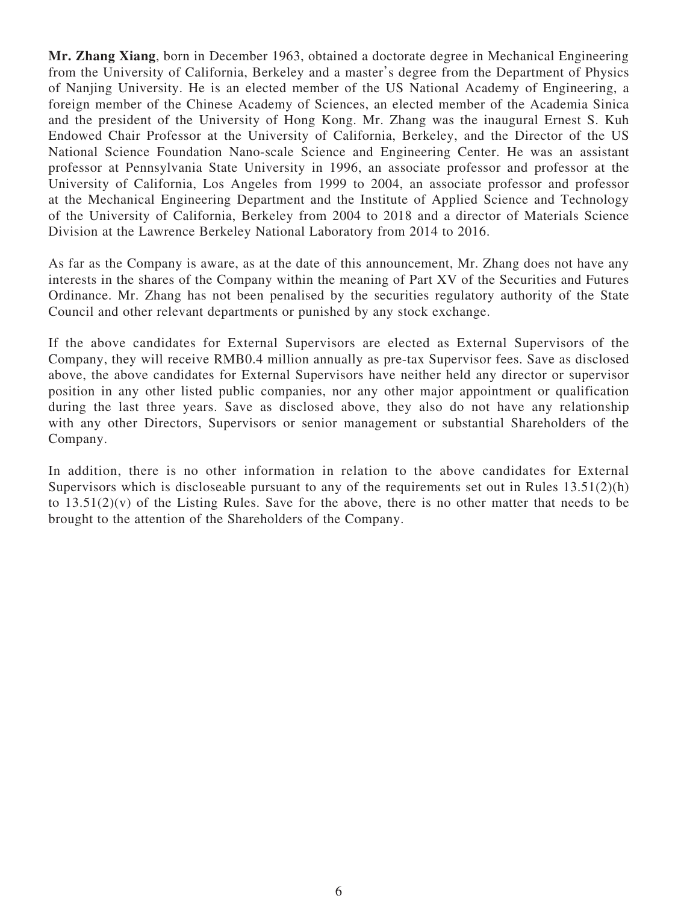**Mr. Zhang Xiang**, born in December 1963, obtained a doctorate degree in Mechanical Engineering from the University of California, Berkeley and a master's degree from the Department of Physics of Nanjing University. He is an elected member of the US National Academy of Engineering, a foreign member of the Chinese Academy of Sciences, an elected member of the Academia Sinica and the president of the University of Hong Kong. Mr. Zhang was the inaugural Ernest S. Kuh Endowed Chair Professor at the University of California, Berkeley, and the Director of the US National Science Foundation Nano-scale Science and Engineering Center. He was an assistant professor at Pennsylvania State University in 1996, an associate professor and professor at the University of California, Los Angeles from 1999 to 2004, an associate professor and professor at the Mechanical Engineering Department and the Institute of Applied Science and Technology of the University of California, Berkeley from 2004 to 2018 and a director of Materials Science Division at the Lawrence Berkeley National Laboratory from 2014 to 2016.

As far as the Company is aware, as at the date of this announcement, Mr. Zhang does not have any interests in the shares of the Company within the meaning of Part XV of the Securities and Futures Ordinance. Mr. Zhang has not been penalised by the securities regulatory authority of the State Council and other relevant departments or punished by any stock exchange.

If the above candidates for External Supervisors are elected as External Supervisors of the Company, they will receive RMB0.4 million annually as pre-tax Supervisor fees. Save as disclosed above, the above candidates for External Supervisors have neither held any director or supervisor position in any other listed public companies, nor any other major appointment or qualification during the last three years. Save as disclosed above, they also do not have any relationship with any other Directors, Supervisors or senior management or substantial Shareholders of the Company.

In addition, there is no other information in relation to the above candidates for External Supervisors which is discloseable pursuant to any of the requirements set out in Rules 13.51(2)(h) to 13.51(2)(v) of the Listing Rules. Save for the above, there is no other matter that needs to be brought to the attention of the Shareholders of the Company.